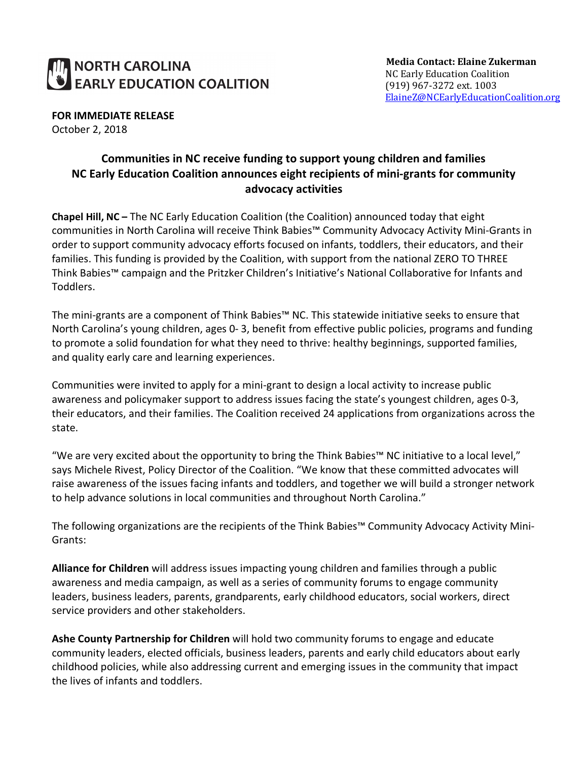**NORTH CAROLINA EARLY EDUCATION COALITION**

**Media Contact: Elaine Zukerman**
NC Early Education Coalition
(919) 967-3272 ext. 1003
ElaineZ@NCEarlyEducationCoalition.org

**FOR IMMEDIATE RELEASE**
October 2, 2018

## Communities in NC receive funding to support young children and families
## NC Early Education Coalition announces eight recipients of mini-grants for community advocacy activities

**Chapel Hill, NC –** The NC Early Education Coalition (the Coalition) announced today that eight communities in North Carolina will receive Think Babies™ Community Advocacy Activity Mini-Grants in order to support community advocacy efforts focused on infants, toddlers, their educators, and their families. This funding is provided by the Coalition, with support from the national ZERO TO THREE Think Babies™ campaign and the Pritzker Children's Initiative's National Collaborative for Infants and Toddlers.

The mini-grants are a component of Think Babies™ NC. This statewide initiative seeks to ensure that North Carolina's young children, ages 0- 3, benefit from effective public policies, programs and funding to promote a solid foundation for what they need to thrive: healthy beginnings, supported families, and quality early care and learning experiences.

Communities were invited to apply for a mini-grant to design a local activity to increase public awareness and policymaker support to address issues facing the state's youngest children, ages 0-3, their educators, and their families. The Coalition received 24 applications from organizations across the state.

"We are very excited about the opportunity to bring the Think Babies™ NC initiative to a local level," says Michele Rivest, Policy Director of the Coalition. "We know that these committed advocates will raise awareness of the issues facing infants and toddlers, and together we will build a stronger network to help advance solutions in local communities and throughout North Carolina."

The following organizations are the recipients of the Think Babies™ Community Advocacy Activity Mini-Grants:

**Alliance for Children** will address issues impacting young children and families through a public awareness and media campaign, as well as a series of community forums to engage community leaders, business leaders, parents, grandparents, early childhood educators, social workers, direct service providers and other stakeholders.

**Ashe County Partnership for Children** will hold two community forums to engage and educate community leaders, elected officials, business leaders, parents and early child educators about early childhood policies, while also addressing current and emerging issues in the community that impact the lives of infants and toddlers.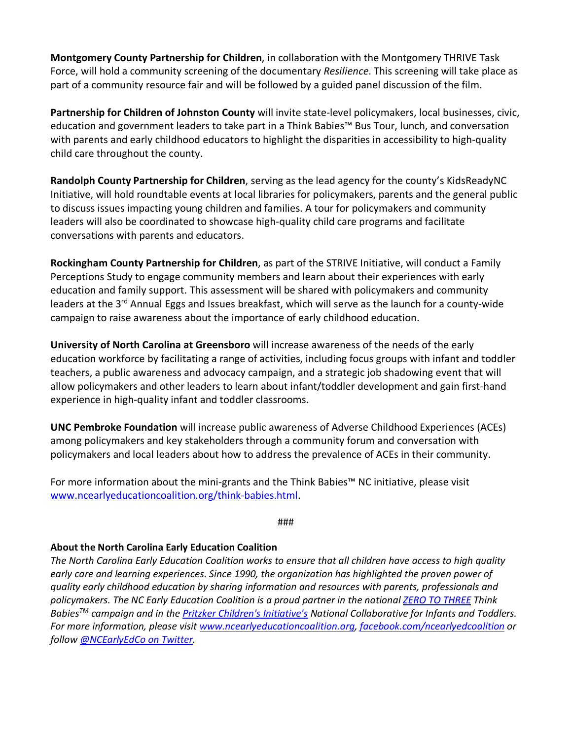**Montgomery County Partnership for Children**, in collaboration with the Montgomery THRIVE Task Force, will hold a community screening of the documentary *Resilience*. This screening will take place as part of a community resource fair and will be followed by a guided panel discussion of the film.

**Partnership for Children of Johnston County** will invite state-level policymakers, local businesses, civic, education and government leaders to take part in a Think Babies™ Bus Tour, lunch, and conversation with parents and early childhood educators to highlight the disparities in accessibility to high-quality child care throughout the county.

**Randolph County Partnership for Children**, serving as the lead agency for the county's KidsReadyNC Initiative, will hold roundtable events at local libraries for policymakers, parents and the general public to discuss issues impacting young children and families. A tour for policymakers and community leaders will also be coordinated to showcase high-quality child care programs and facilitate conversations with parents and educators.

**Rockingham County Partnership for Children**, as part of the STRIVE Initiative, will conduct a Family Perceptions Study to engage community members and learn about their experiences with early education and family support. This assessment will be shared with policymakers and community leaders at the 3rd Annual Eggs and Issues breakfast, which will serve as the launch for a county-wide campaign to raise awareness about the importance of early childhood education.

**University of North Carolina at Greensboro** will increase awareness of the needs of the early education workforce by facilitating a range of activities, including focus groups with infant and toddler teachers, a public awareness and advocacy campaign, and a strategic job shadowing event that will allow policymakers and other leaders to learn about infant/toddler development and gain first-hand experience in high-quality infant and toddler classrooms.

**UNC Pembroke Foundation** will increase public awareness of Adverse Childhood Experiences (ACEs) among policymakers and key stakeholders through a community forum and conversation with policymakers and local leaders about how to address the prevalence of ACEs in their community.

For more information about the mini-grants and the Think Babies™ NC initiative, please visit [www.ncearlyeducationcoalition.org/think-babies.html](www.ncearlyeducationcoalition.org/think-babies.html).

###

**About the North Carolina Early Education Coalition**

*The North Carolina Early Education Coalition works to ensure that all children have access to high quality early care and learning experiences. Since 1990, the organization has highlighted the proven power of quality early childhood education by sharing information and resources with parents, professionals and policymakers. The NC Early Education Coalition is a proud partner in the national [ZERO TO THREE](ZERO TO THREE) Think Babies™ campaign and in the [Pritzker Children's Initiative's](Pritzker Children's Initiative's) National Collaborative for Infants and Toddlers. For more information, please visit [www.ncearlyeducationcoalition.org](www.ncearlyeducationcoalition.org), [facebook.com/ncearlyedcoalition](facebook.com/ncearlyedcoalition) or follow [@NCEarlyEdCo on Twitter](@NCEarlyEdCo on Twitter).*